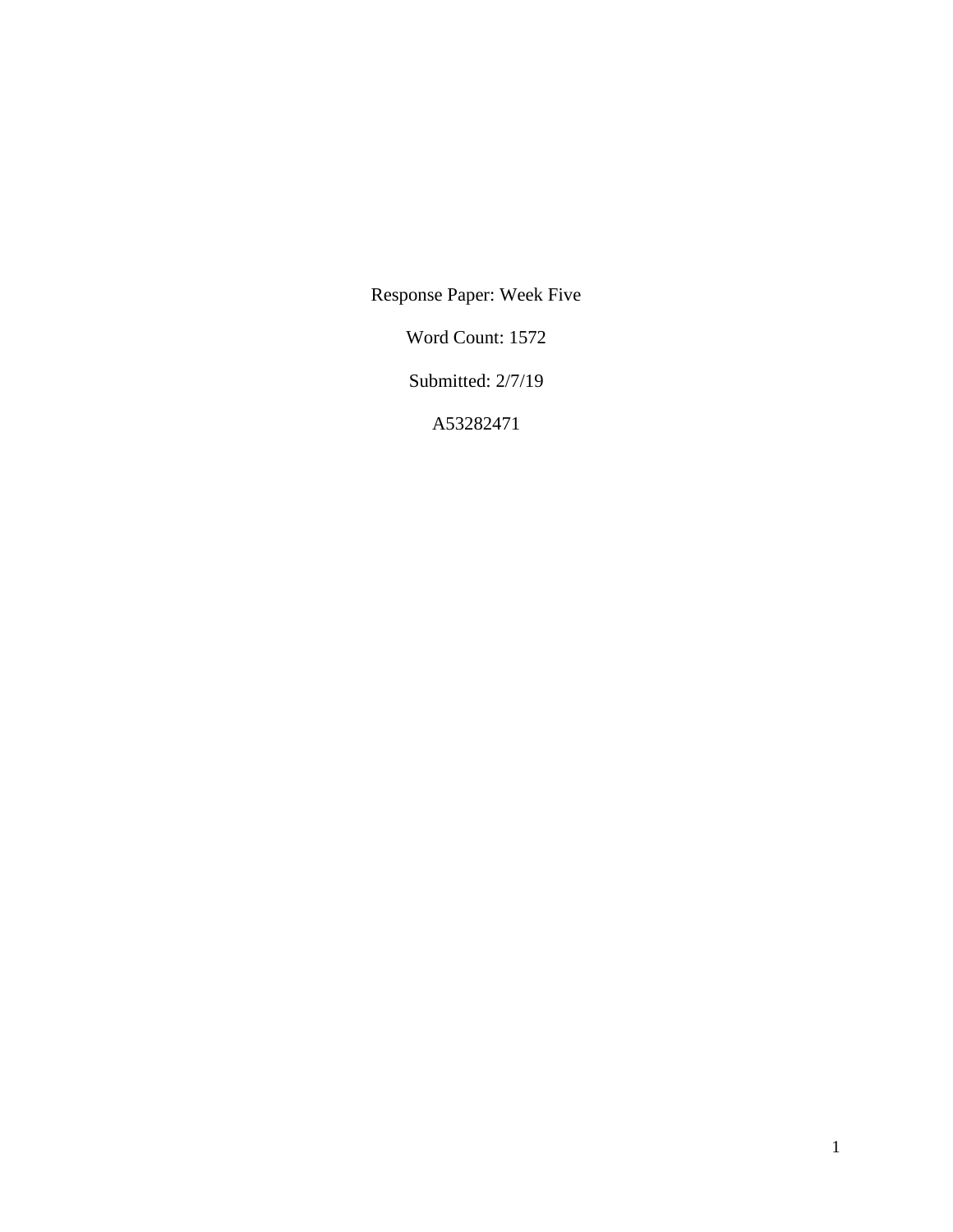Response Paper: Week Five

Word Count: 1572

Submitted: 2/7/19

A53282471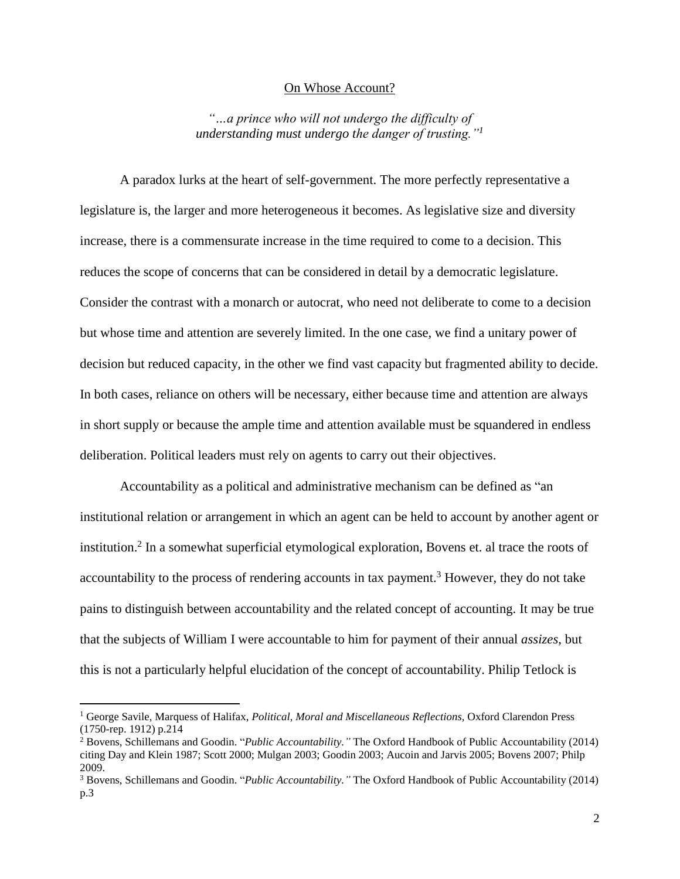On Whose Account?

*"…a prince who will not undergo the difficulty of understanding must undergo the danger of trusting."*[1]

A paradox lurks at the heart of self-government. The more perfectly representative a legislature is, the larger and more heterogeneous it becomes. As legislative size and diversity increase, there is a commensurate increase in the time required to come to a decision. This reduces the scope of concerns that can be considered in detail by a democratic legislature. Consider the contrast with a monarch or autocrat, who need not deliberate to come to a decision but whose time and attention are severely limited. In the one case, we find a unitary power of decision but reduced capacity, in the other we find vast capacity but fragmented ability to decide. In both cases, reliance on others will be necessary, either because time and attention are always in short supply or because the ample time and attention available must be squandered in endless deliberation. Political leaders must rely on agents to carry out their objectives.

Accountability as a political and administrative mechanism can be defined as "an institutional relation or arrangement in which an agent can be held to account by another agent or institution.[2] In a somewhat superficial etymological exploration, Bovens et. al trace the roots of accountability to the process of rendering accounts in tax payment.[3] However, they do not take pains to distinguish between accountability and the related concept of accounting. It may be true that the subjects of William I were accountable to him for payment of their annual *assizes*, but this is not a particularly helpful elucidation of the concept of accountability. Philip Tetlock is

---

[1] George Savile, Marquess of Halifax, *Political, Moral and Miscellaneous Reflections,* Oxford Clarendon Press (1750-rep. 1912) p.214

[2] Bovens, Schillemans and Goodin. "*Public Accountability."* The Oxford Handbook of Public Accountability (2014) citing Day and Klein 1987; Scott 2000; Mulgan 2003; Goodin 2003; Aucoin and Jarvis 2005; Bovens 2007; Philp 2009.

[3] Bovens, Schillemans and Goodin. "*Public Accountability."* The Oxford Handbook of Public Accountability (2014) p.3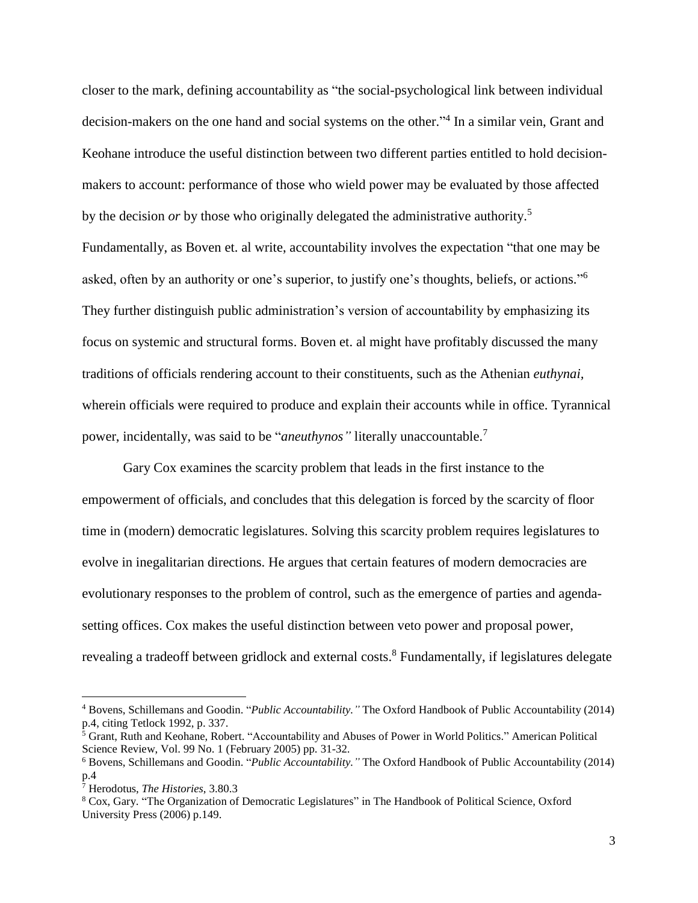closer to the mark, defining accountability as "the social-psychological link between individual decision-makers on the one hand and social systems on the other."[4] In a similar vein, Grant and Keohane introduce the useful distinction between two different parties entitled to hold decision-makers to account: performance of those who wield power may be evaluated by those affected by the decision *or* by those who originally delegated the administrative authority.[5] Fundamentally, as Boven et. al write, accountability involves the expectation "that one may be asked, often by an authority or one's superior, to justify one's thoughts, beliefs, or actions."[6] They further distinguish public administration's version of accountability by emphasizing its focus on systemic and structural forms. Boven et. al might have profitably discussed the many traditions of officials rendering account to their constituents, such as the Athenian *euthynai*, wherein officials were required to produce and explain their accounts while in office. Tyrannical power, incidentally, was said to be "*aneuthynos"* literally unaccountable.[7]

Gary Cox examines the scarcity problem that leads in the first instance to the empowerment of officials, and concludes that this delegation is forced by the scarcity of floor time in (modern) democratic legislatures. Solving this scarcity problem requires legislatures to evolve in inegalitarian directions. He argues that certain features of modern democracies are evolutionary responses to the problem of control, such as the emergence of parties and agenda-setting offices. Cox makes the useful distinction between veto power and proposal power, revealing a tradeoff between gridlock and external costs.[8] Fundamentally, if legislatures delegate

---

[4] Bovens, Schillemans and Goodin. "*Public Accountability."* The Oxford Handbook of Public Accountability (2014) p.4, citing Tetlock 1992, p. 337.

[5] Grant, Ruth and Keohane, Robert. "Accountability and Abuses of Power in World Politics." American Political Science Review, Vol. 99 No. 1 (February 2005) pp. 31-32.

[6] Bovens, Schillemans and Goodin. "*Public Accountability."* The Oxford Handbook of Public Accountability (2014) p.4

[7] Herodotus, *The Histories*, 3.80.3

[8] Cox, Gary. "The Organization of Democratic Legislatures" in The Handbook of Political Science, Oxford University Press (2006) p.149.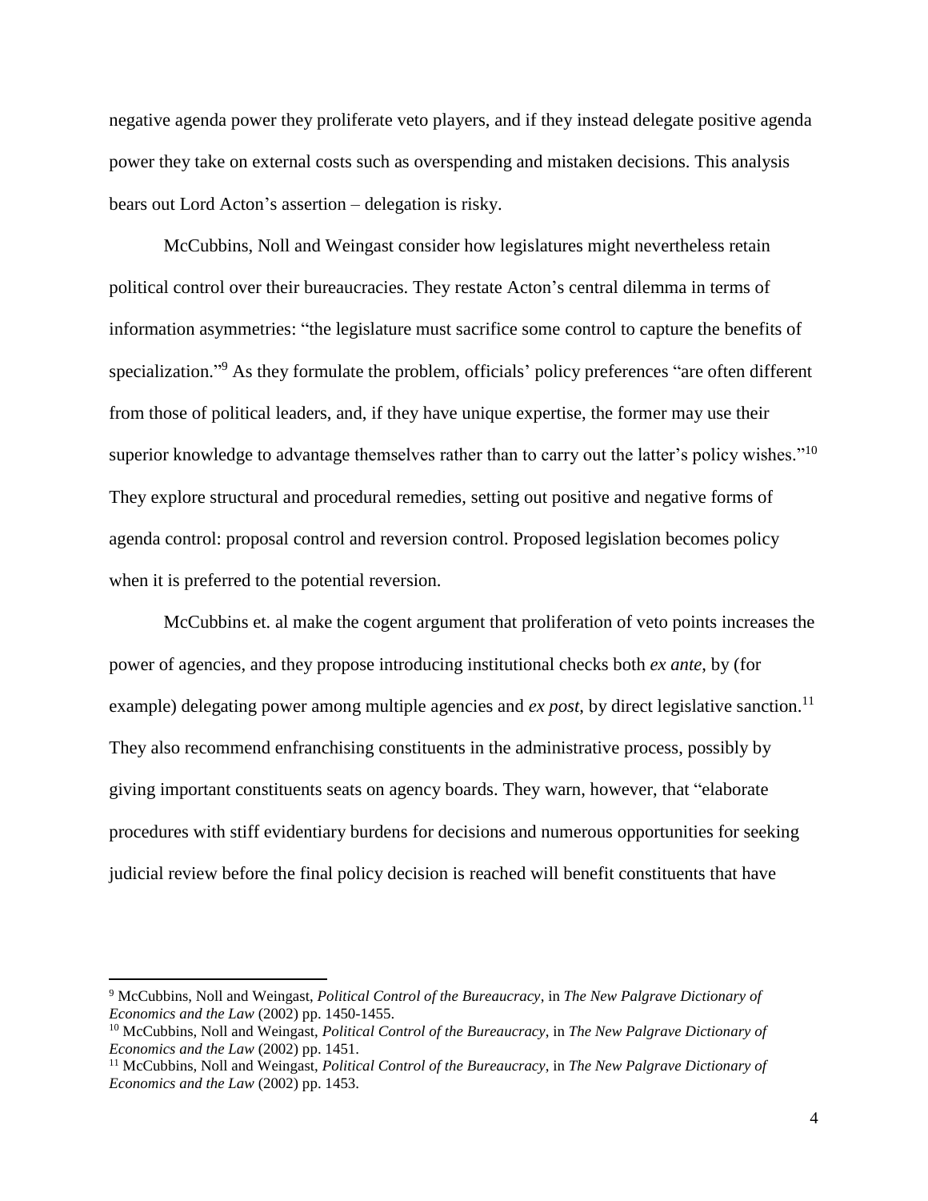negative agenda power they proliferate veto players, and if they instead delegate positive agenda power they take on external costs such as overspending and mistaken decisions. This analysis bears out Lord Acton's assertion – delegation is risky.

McCubbins, Noll and Weingast consider how legislatures might nevertheless retain political control over their bureaucracies. They restate Acton's central dilemma in terms of information asymmetries: "the legislature must sacrifice some control to capture the benefits of specialization."[9] As they formulate the problem, officials' policy preferences "are often different from those of political leaders, and, if they have unique expertise, the former may use their superior knowledge to advantage themselves rather than to carry out the latter's policy wishes."[10] They explore structural and procedural remedies, setting out positive and negative forms of agenda control: proposal control and reversion control. Proposed legislation becomes policy when it is preferred to the potential reversion.

McCubbins et. al make the cogent argument that proliferation of veto points increases the power of agencies, and they propose introducing institutional checks both *ex ante*, by (for example) delegating power among multiple agencies and *ex post*, by direct legislative sanction.[11] They also recommend enfranchising constituents in the administrative process, possibly by giving important constituents seats on agency boards. They warn, however, that "elaborate procedures with stiff evidentiary burdens for decisions and numerous opportunities for seeking judicial review before the final policy decision is reached will benefit constituents that have

---

[9] McCubbins, Noll and Weingast, *Political Control of the Bureaucracy*, in *The New Palgrave Dictionary of Economics and the Law* (2002) pp. 1450-1455.

[10] McCubbins, Noll and Weingast, *Political Control of the Bureaucracy*, in *The New Palgrave Dictionary of Economics and the Law* (2002) pp. 1451.

[11] McCubbins, Noll and Weingast, *Political Control of the Bureaucracy*, in *The New Palgrave Dictionary of Economics and the Law* (2002) pp. 1453.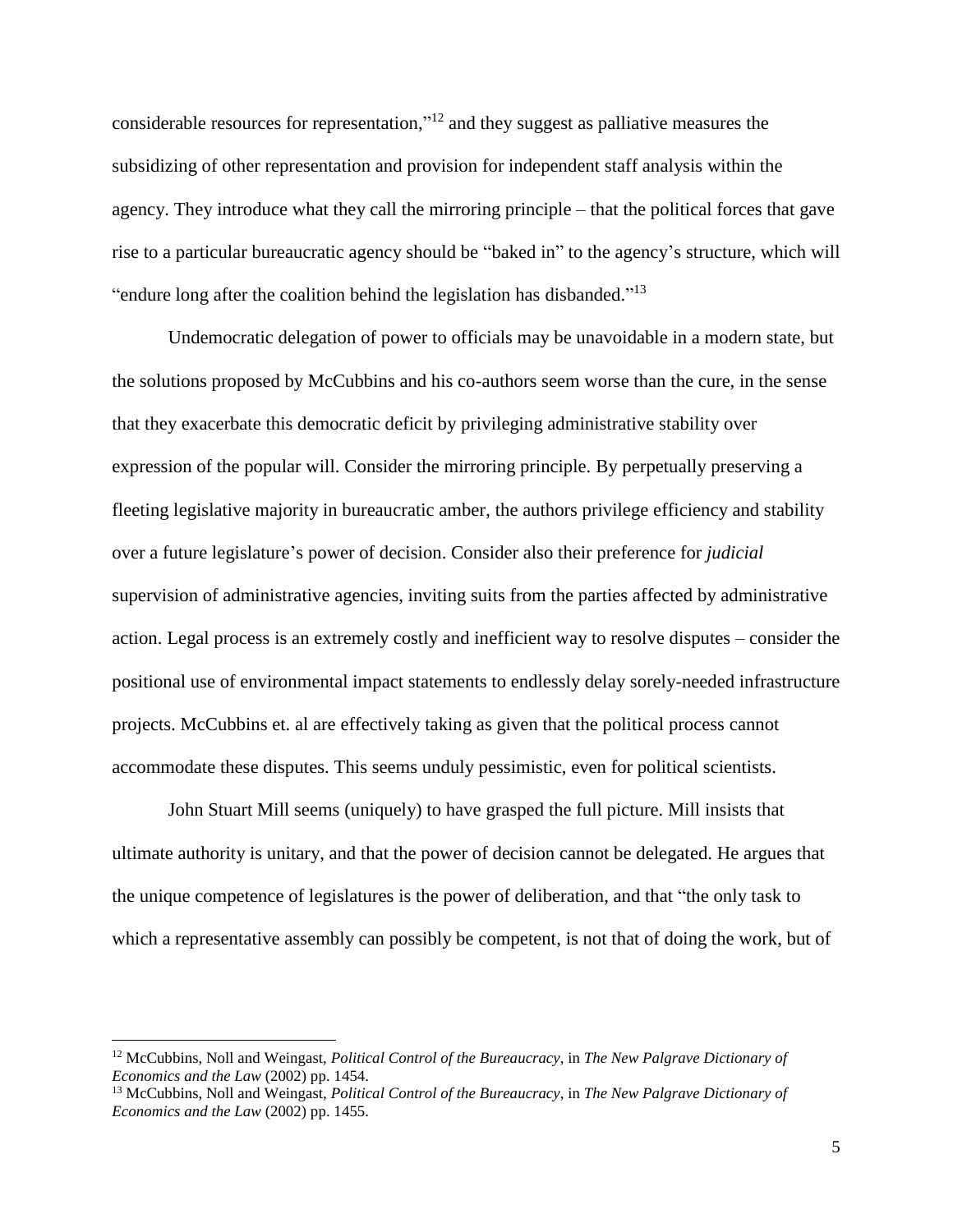considerable resources for representation,"[12] and they suggest as palliative measures the subsidizing of other representation and provision for independent staff analysis within the agency. They introduce what they call the mirroring principle – that the political forces that gave rise to a particular bureaucratic agency should be "baked in" to the agency's structure, which will "endure long after the coalition behind the legislation has disbanded."[13]

Undemocratic delegation of power to officials may be unavoidable in a modern state, but the solutions proposed by McCubbins and his co-authors seem worse than the cure, in the sense that they exacerbate this democratic deficit by privileging administrative stability over expression of the popular will. Consider the mirroring principle. By perpetually preserving a fleeting legislative majority in bureaucratic amber, the authors privilege efficiency and stability over a future legislature's power of decision. Consider also their preference for *judicial* supervision of administrative agencies, inviting suits from the parties affected by administrative action. Legal process is an extremely costly and inefficient way to resolve disputes – consider the positional use of environmental impact statements to endlessly delay sorely-needed infrastructure projects. McCubbins et. al are effectively taking as given that the political process cannot accommodate these disputes. This seems unduly pessimistic, even for political scientists.

John Stuart Mill seems (uniquely) to have grasped the full picture. Mill insists that ultimate authority is unitary, and that the power of decision cannot be delegated. He argues that the unique competence of legislatures is the power of deliberation, and that "the only task to which a representative assembly can possibly be competent, is not that of doing the work, but of

---

[12] McCubbins, Noll and Weingast, *Political Control of the Bureaucracy*, in *The New Palgrave Dictionary of Economics and the Law* (2002) pp. 1454.

[13] McCubbins, Noll and Weingast, *Political Control of the Bureaucracy*, in *The New Palgrave Dictionary of Economics and the Law* (2002) pp. 1455.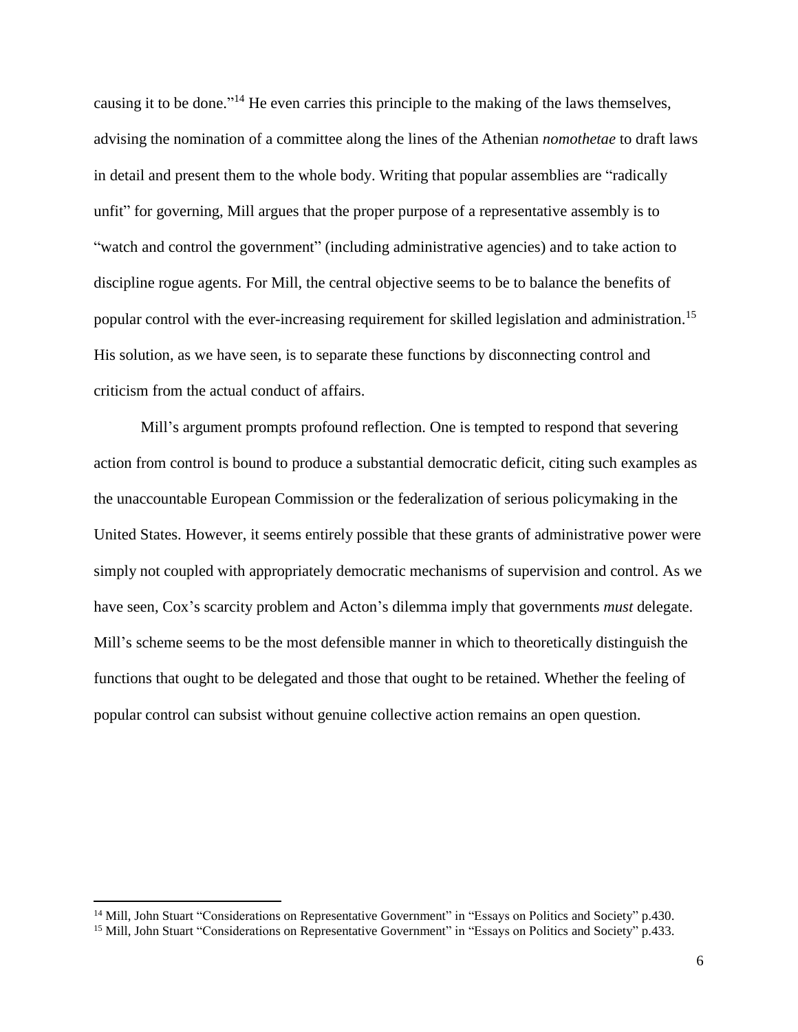causing it to be done."[14] He even carries this principle to the making of the laws themselves, advising the nomination of a committee along the lines of the Athenian *nomothetae* to draft laws in detail and present them to the whole body. Writing that popular assemblies are "radically unfit" for governing, Mill argues that the proper purpose of a representative assembly is to "watch and control the government" (including administrative agencies) and to take action to discipline rogue agents. For Mill, the central objective seems to be to balance the benefits of popular control with the ever-increasing requirement for skilled legislation and administration.[15] His solution, as we have seen, is to separate these functions by disconnecting control and criticism from the actual conduct of affairs.

Mill's argument prompts profound reflection. One is tempted to respond that severing action from control is bound to produce a substantial democratic deficit, citing such examples as the unaccountable European Commission or the federalization of serious policymaking in the United States. However, it seems entirely possible that these grants of administrative power were simply not coupled with appropriately democratic mechanisms of supervision and control. As we have seen, Cox's scarcity problem and Acton's dilemma imply that governments *must* delegate. Mill's scheme seems to be the most defensible manner in which to theoretically distinguish the functions that ought to be delegated and those that ought to be retained. Whether the feeling of popular control can subsist without genuine collective action remains an open question.

[14] Mill, John Stuart "Considerations on Representative Government" in "Essays on Politics and Society" p.430.

[15] Mill, John Stuart "Considerations on Representative Government" in "Essays on Politics and Society" p.433.